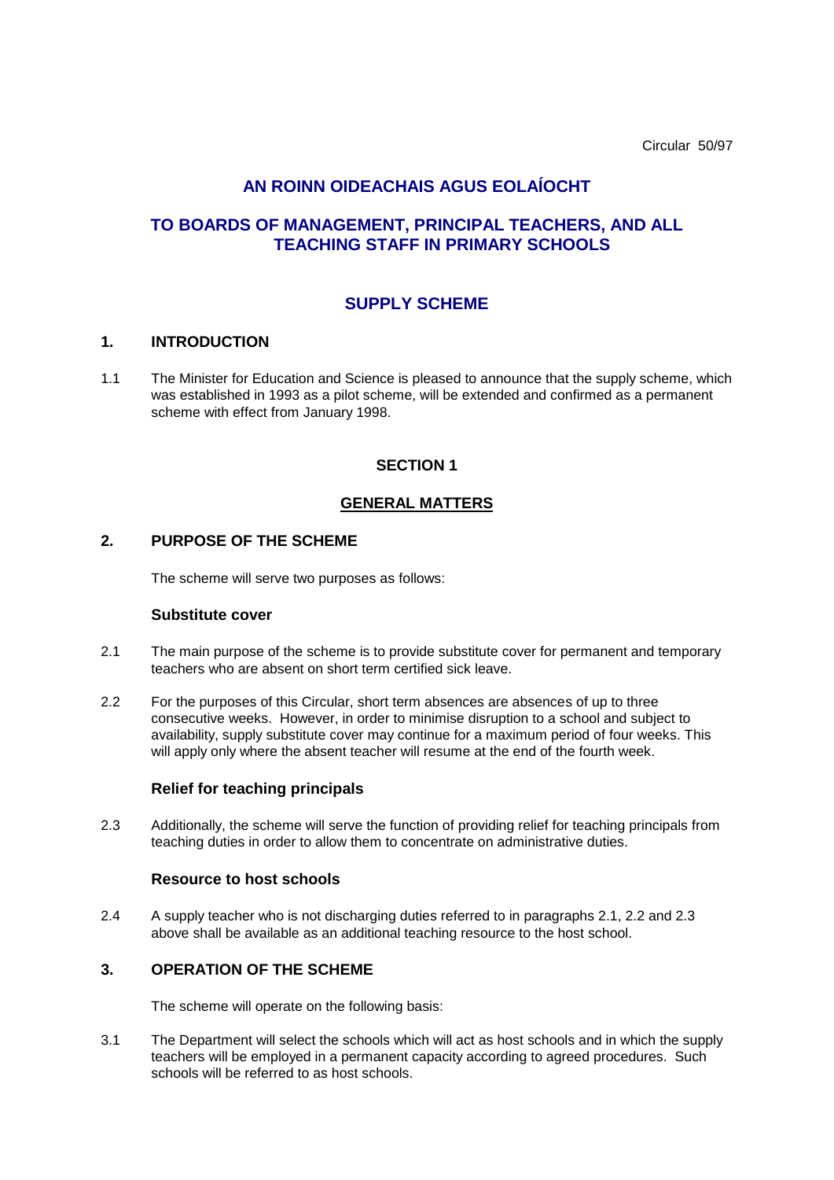Circular 50/97

# AN ROINN OIDEACHAIS AGUS EOLAÍOCHT

## TO BOARDS OF MANAGEMENT, PRINCIPAL TEACHERS, AND ALL TEACHING STAFF IN PRIMARY SCHOOLS

## SUPPLY SCHEME

### 1. INTRODUCTION

1.1 The Minister for Education and Science is pleased to announce that the supply scheme, which was established in 1993 as a pilot scheme, will be extended and confirmed as a permanent scheme with effect from January 1998.

## SECTION 1

## GENERAL MATTERS

### 2. PURPOSE OF THE SCHEME

The scheme will serve two purposes as follows:

**Substitute cover**

2.1 The main purpose of the scheme is to provide substitute cover for permanent and temporary teachers who are absent on short term certified sick leave.

2.2 For the purposes of this Circular, short term absences are absences of up to three consecutive weeks. However, in order to minimise disruption to a school and subject to availability, supply substitute cover may continue for a maximum period of four weeks. This will apply only where the absent teacher will resume at the end of the fourth week.

**Relief for teaching principals**

2.3 Additionally, the scheme will serve the function of providing relief for teaching principals from teaching duties in order to allow them to concentrate on administrative duties.

**Resource to host schools**

2.4 A supply teacher who is not discharging duties referred to in paragraphs 2.1, 2.2 and 2.3 above shall be available as an additional teaching resource to the host school.

### 3. OPERATION OF THE SCHEME

The scheme will operate on the following basis:

3.1 The Department will select the schools which will act as host schools and in which the supply teachers will be employed in a permanent capacity according to agreed procedures. Such schools will be referred to as host schools.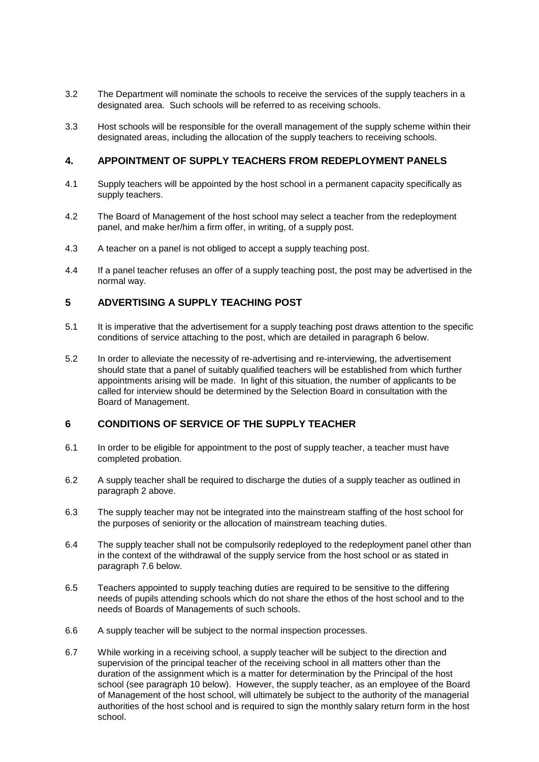3.2 The Department will nominate the schools to receive the services of the supply teachers in a designated area. Such schools will be referred to as receiving schools.

3.3 Host schools will be responsible for the overall management of the supply scheme within their designated areas, including the allocation of the supply teachers to receiving schools.

## 4. APPOINTMENT OF SUPPLY TEACHERS FROM REDEPLOYMENT PANELS

4.1 Supply teachers will be appointed by the host school in a permanent capacity specifically as supply teachers.

4.2 The Board of Management of the host school may select a teacher from the redeployment panel, and make her/him a firm offer, in writing, of a supply post.

4.3 A teacher on a panel is not obliged to accept a supply teaching post.

4.4 If a panel teacher refuses an offer of a supply teaching post, the post may be advertised in the normal way.

## 5 ADVERTISING A SUPPLY TEACHING POST

5.1 It is imperative that the advertisement for a supply teaching post draws attention to the specific conditions of service attaching to the post, which are detailed in paragraph 6 below.

5.2 In order to alleviate the necessity of re-advertising and re-interviewing, the advertisement should state that a panel of suitably qualified teachers will be established from which further appointments arising will be made. In light of this situation, the number of applicants to be called for interview should be determined by the Selection Board in consultation with the Board of Management.

## 6 CONDITIONS OF SERVICE OF THE SUPPLY TEACHER

6.1 In order to be eligible for appointment to the post of supply teacher, a teacher must have completed probation.

6.2 A supply teacher shall be required to discharge the duties of a supply teacher as outlined in paragraph 2 above.

6.3 The supply teacher may not be integrated into the mainstream staffing of the host school for the purposes of seniority or the allocation of mainstream teaching duties.

6.4 The supply teacher shall not be compulsorily redeployed to the redeployment panel other than in the context of the withdrawal of the supply service from the host school or as stated in paragraph 7.6 below.

6.5 Teachers appointed to supply teaching duties are required to be sensitive to the differing needs of pupils attending schools which do not share the ethos of the host school and to the needs of Boards of Managements of such schools.

6.6 A supply teacher will be subject to the normal inspection processes.

6.7 While working in a receiving school, a supply teacher will be subject to the direction and supervision of the principal teacher of the receiving school in all matters other than the duration of the assignment which is a matter for determination by the Principal of the host school (see paragraph 10 below). However, the supply teacher, as an employee of the Board of Management of the host school, will ultimately be subject to the authority of the managerial authorities of the host school and is required to sign the monthly salary return form in the host school.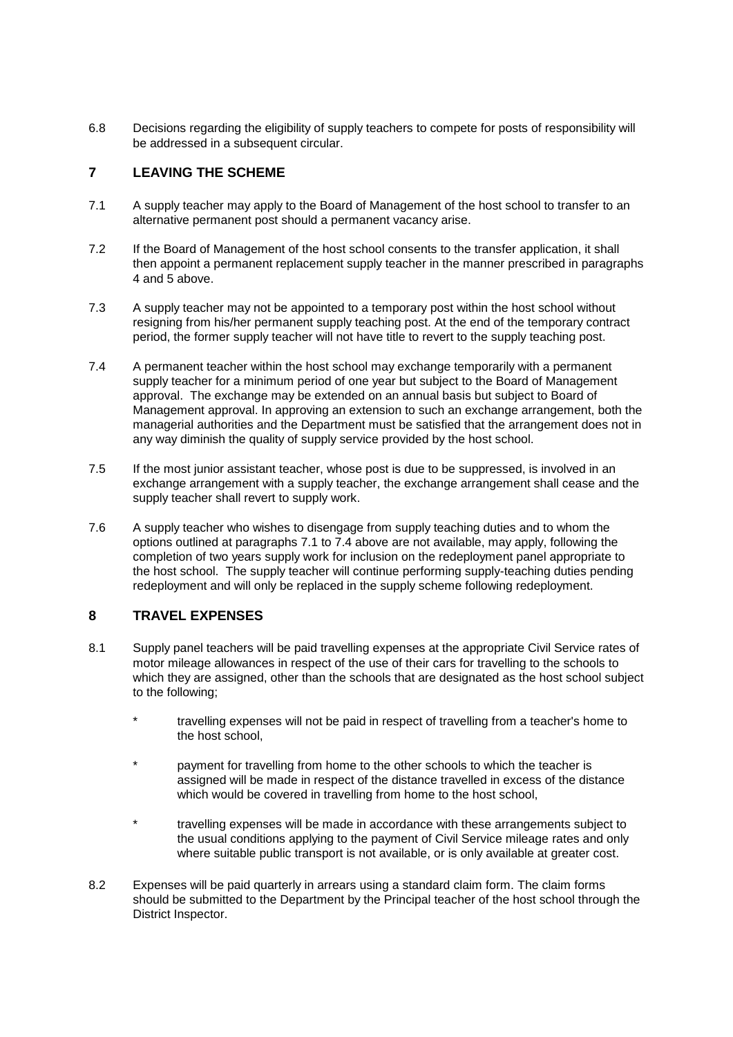6.8 Decisions regarding the eligibility of supply teachers to compete for posts of responsibility will be addressed in a subsequent circular.

## 7 LEAVING THE SCHEME

7.1 A supply teacher may apply to the Board of Management of the host school to transfer to an alternative permanent post should a permanent vacancy arise.

7.2 If the Board of Management of the host school consents to the transfer application, it shall then appoint a permanent replacement supply teacher in the manner prescribed in paragraphs 4 and 5 above.

7.3 A supply teacher may not be appointed to a temporary post within the host school without resigning from his/her permanent supply teaching post. At the end of the temporary contract period, the former supply teacher will not have title to revert to the supply teaching post.

7.4 A permanent teacher within the host school may exchange temporarily with a permanent supply teacher for a minimum period of one year but subject to the Board of Management approval. The exchange may be extended on an annual basis but subject to Board of Management approval. In approving an extension to such an exchange arrangement, both the managerial authorities and the Department must be satisfied that the arrangement does not in any way diminish the quality of supply service provided by the host school.

7.5 If the most junior assistant teacher, whose post is due to be suppressed, is involved in an exchange arrangement with a supply teacher, the exchange arrangement shall cease and the supply teacher shall revert to supply work.

7.6 A supply teacher who wishes to disengage from supply teaching duties and to whom the options outlined at paragraphs 7.1 to 7.4 above are not available, may apply, following the completion of two years supply work for inclusion on the redeployment panel appropriate to the host school. The supply teacher will continue performing supply-teaching duties pending redeployment and will only be replaced in the supply scheme following redeployment.

## 8 TRAVEL EXPENSES

8.1 Supply panel teachers will be paid travelling expenses at the appropriate Civil Service rates of motor mileage allowances in respect of the use of their cars for travelling to the schools to which they are assigned, other than the schools that are designated as the host school subject to the following;

- travelling expenses will not be paid in respect of travelling from a teacher's home to the host school,
- payment for travelling from home to the other schools to which the teacher is assigned will be made in respect of the distance travelled in excess of the distance which would be covered in travelling from home to the host school,
- travelling expenses will be made in accordance with these arrangements subject to the usual conditions applying to the payment of Civil Service mileage rates and only where suitable public transport is not available, or is only available at greater cost.

8.2 Expenses will be paid quarterly in arrears using a standard claim form. The claim forms should be submitted to the Department by the Principal teacher of the host school through the District Inspector.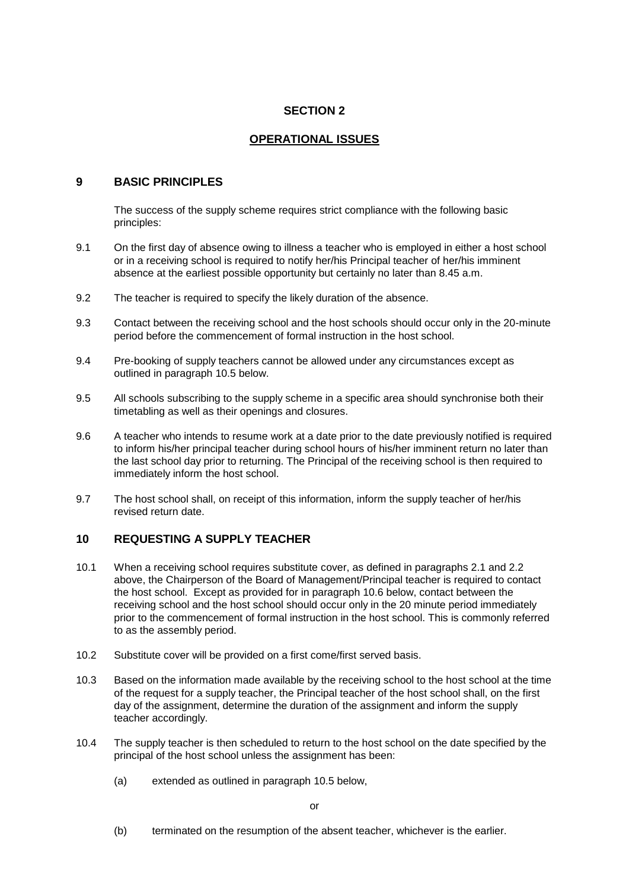# SECTION 2

## OPERATIONAL ISSUES

### 9 BASIC PRINCIPLES

The success of the supply scheme requires strict compliance with the following basic principles:

9.1 On the first day of absence owing to illness a teacher who is employed in either a host school or in a receiving school is required to notify her/his Principal teacher of her/his imminent absence at the earliest possible opportunity but certainly no later than 8.45 a.m.

9.2 The teacher is required to specify the likely duration of the absence.

9.3 Contact between the receiving school and the host schools should occur only in the 20-minute period before the commencement of formal instruction in the host school.

9.4 Pre-booking of supply teachers cannot be allowed under any circumstances except as outlined in paragraph 10.5 below.

9.5 All schools subscribing to the supply scheme in a specific area should synchronise both their timetabling as well as their openings and closures.

9.6 A teacher who intends to resume work at a date prior to the date previously notified is required to inform his/her principal teacher during school hours of his/her imminent return no later than the last school day prior to returning. The Principal of the receiving school is then required to immediately inform the host school.

9.7 The host school shall, on receipt of this information, inform the supply teacher of her/his revised return date.

### 10 REQUESTING A SUPPLY TEACHER

10.1 When a receiving school requires substitute cover, as defined in paragraphs 2.1 and 2.2 above, the Chairperson of the Board of Management/Principal teacher is required to contact the host school. Except as provided for in paragraph 10.6 below, contact between the receiving school and the host school should occur only in the 20 minute period immediately prior to the commencement of formal instruction in the host school. This is commonly referred to as the assembly period.

10.2 Substitute cover will be provided on a first come/first served basis.

10.3 Based on the information made available by the receiving school to the host school at the time of the request for a supply teacher, the Principal teacher of the host school shall, on the first day of the assignment, determine the duration of the assignment and inform the supply teacher accordingly.

10.4 The supply teacher is then scheduled to return to the host school on the date specified by the principal of the host school unless the assignment has been:

(a) extended as outlined in paragraph 10.5 below,

or

(b) terminated on the resumption of the absent teacher, whichever is the earlier.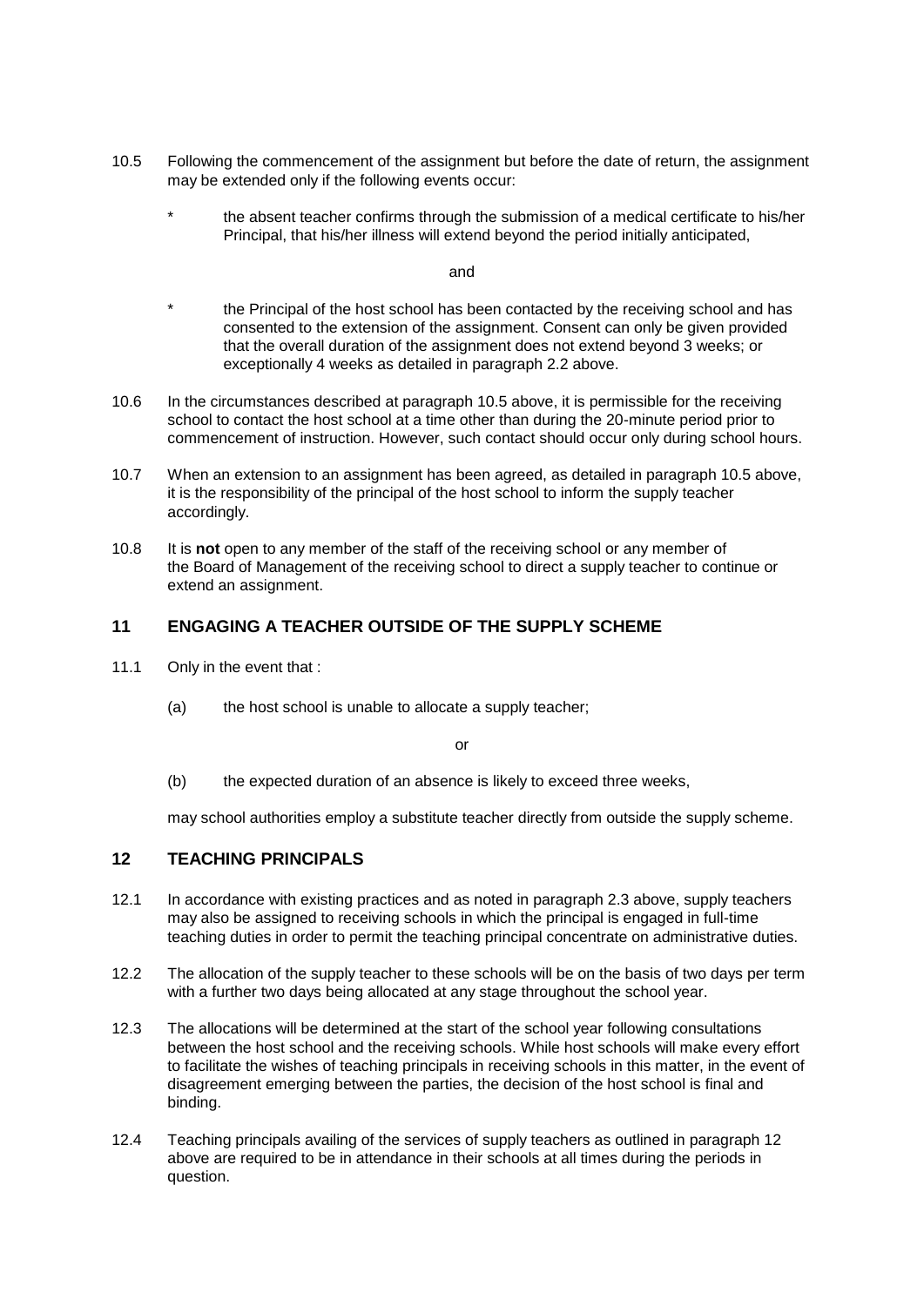10.5 Following the commencement of the assignment but before the date of return, the assignment may be extended only if the following events occur:

- the absent teacher confirms through the submission of a medical certificate to his/her Principal, that his/her illness will extend beyond the period initially anticipated,

  and

- the Principal of the host school has been contacted by the receiving school and has consented to the extension of the assignment. Consent can only be given provided that the overall duration of the assignment does not extend beyond 3 weeks; or exceptionally 4 weeks as detailed in paragraph 2.2 above.

10.6 In the circumstances described at paragraph 10.5 above, it is permissible for the receiving school to contact the host school at a time other than during the 20-minute period prior to commencement of instruction. However, such contact should occur only during school hours.

10.7 When an extension to an assignment has been agreed, as detailed in paragraph 10.5 above, it is the responsibility of the principal of the host school to inform the supply teacher accordingly.

10.8 It is **not** open to any member of the staff of the receiving school or any member of the Board of Management of the receiving school to direct a supply teacher to continue or extend an assignment.

## 11 ENGAGING A TEACHER OUTSIDE OF THE SUPPLY SCHEME

11.1 Only in the event that :

(a) the host school is unable to allocate a supply teacher;

or

(b) the expected duration of an absence is likely to exceed three weeks,

may school authorities employ a substitute teacher directly from outside the supply scheme.

## 12 TEACHING PRINCIPALS

12.1 In accordance with existing practices and as noted in paragraph 2.3 above, supply teachers may also be assigned to receiving schools in which the principal is engaged in full-time teaching duties in order to permit the teaching principal concentrate on administrative duties.

12.2 The allocation of the supply teacher to these schools will be on the basis of two days per term with a further two days being allocated at any stage throughout the school year.

12.3 The allocations will be determined at the start of the school year following consultations between the host school and the receiving schools. While host schools will make every effort to facilitate the wishes of teaching principals in receiving schools in this matter, in the event of disagreement emerging between the parties, the decision of the host school is final and binding.

12.4 Teaching principals availing of the services of supply teachers as outlined in paragraph 12 above are required to be in attendance in their schools at all times during the periods in question.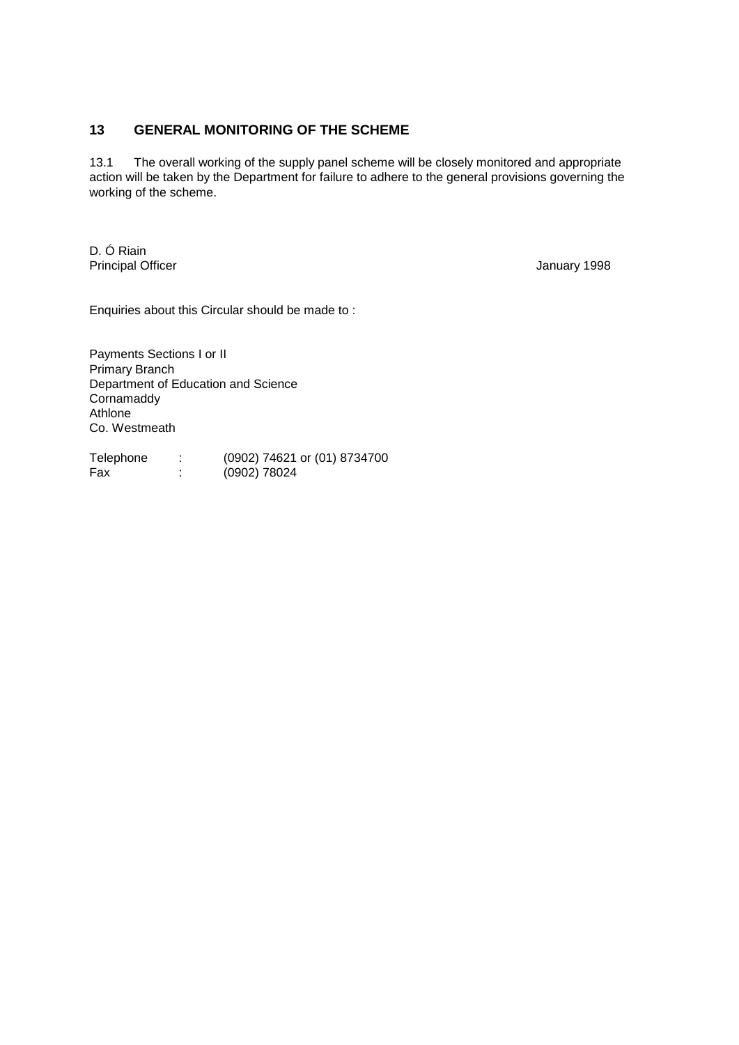## 13 GENERAL MONITORING OF THE SCHEME

13.1 The overall working of the supply panel scheme will be closely monitored and appropriate action will be taken by the Department for failure to adhere to the general provisions governing the working of the scheme.

D. Ó Riain
Principal Officer

January 1998

Enquiries about this Circular should be made to :

Payments Sections I or II
Primary Branch
Department of Education and Science
Cornamaddy
Athlone
Co. Westmeath

| | | |
|---|---|---|
| Telephone | : | (0902) 74621 or (01) 8734700 |
| Fax | : | (0902) 78024 |